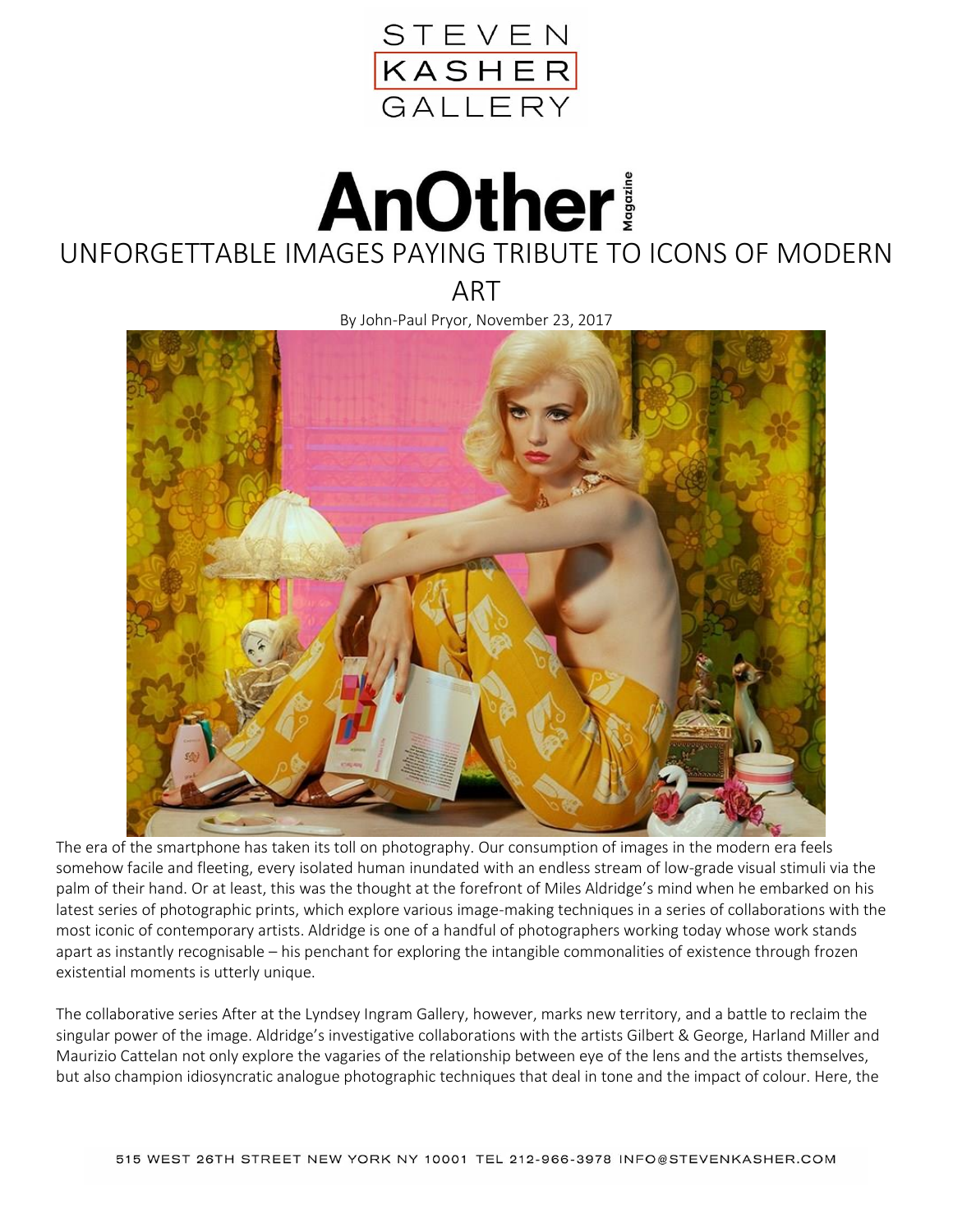STEVEN KASHER GALLERY

AnOther Magazine

# UNFORGETTABLE IMAGES PAYING TRIBUTE TO ICONS OF MODERN ART

By John-Paul Pryor, November 23, 2017

The era of the smartphone has taken its toll on photography. Our consumption of images in the modern era feels somehow facile and fleeting, every isolated human inundated with an endless stream of low-grade visual stimuli via the palm of their hand. Or at least, this was the thought at the forefront of Miles Aldridge's mind when he embarked on his latest series of photographic prints, which explore various image-making techniques in a series of collaborations with the most iconic of contemporary artists. Aldridge is one of a handful of photographers working today whose work stands apart as instantly recognisable – his penchant for exploring the intangible commonalities of existence through frozen existential moments is utterly unique.

The collaborative series After at the Lyndsey Ingram Gallery, however, marks new territory, and a battle to reclaim the singular power of the image. Aldridge's investigative collaborations with the artists Gilbert & George, Harland Miller and Maurizio Cattelan not only explore the vagaries of the relationship between eye of the lens and the artists themselves, but also champion idiosyncratic analogue photographic techniques that deal in tone and the impact of colour. Here, the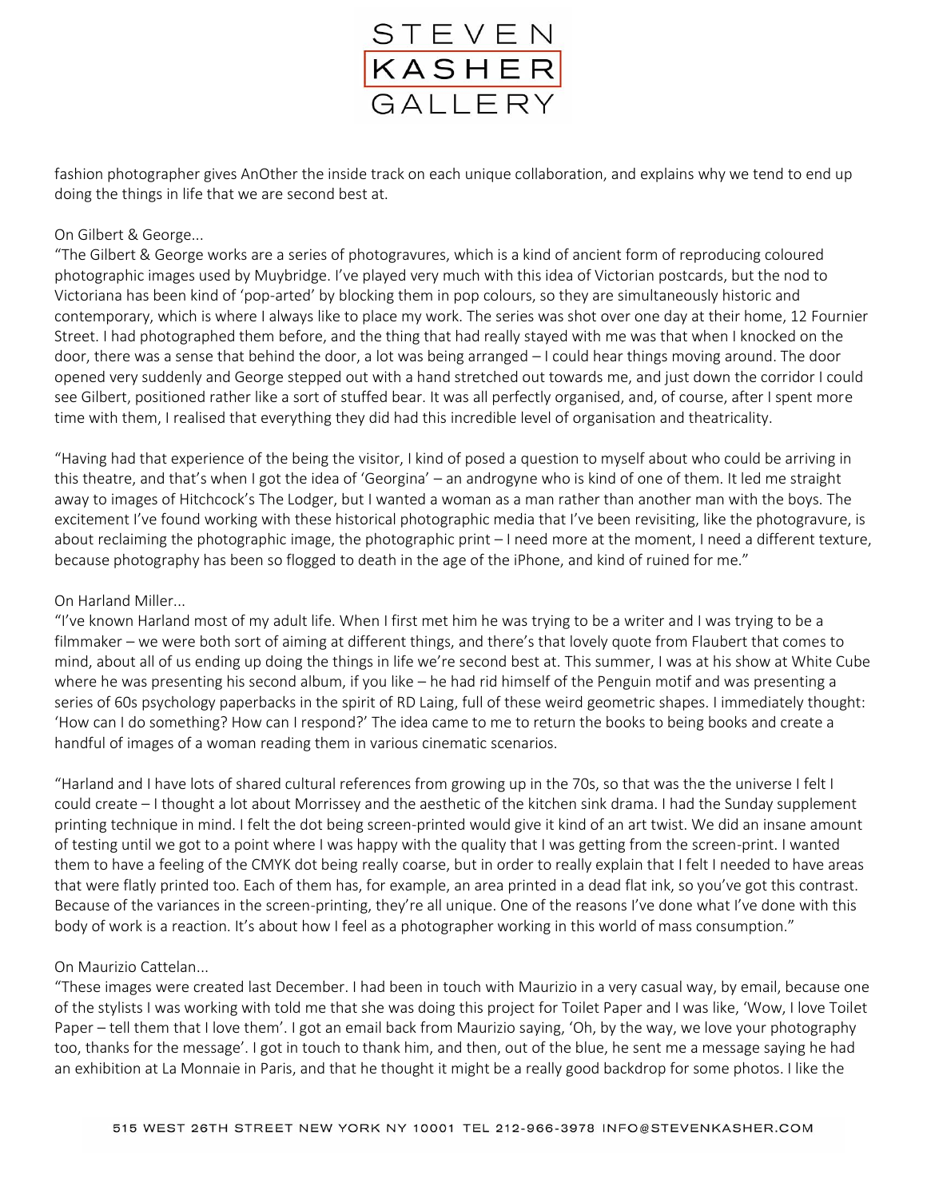fashion photographer gives AnOther the inside track on each unique collaboration, and explains why we tend to end up doing the things in life that we are second best at.

On Gilbert & George...

"The Gilbert & George works are a series of photogravures, which is a kind of ancient form of reproducing coloured photographic images used by Muybridge. I've played very much with this idea of Victorian postcards, but the nod to Victoriana has been kind of 'pop-arted' by blocking them in pop colours, so they are simultaneously historic and contemporary, which is where I always like to place my work. The series was shot over one day at their home, 12 Fournier Street. I had photographed them before, and the thing that had really stayed with me was that when I knocked on the door, there was a sense that behind the door, a lot was being arranged – I could hear things moving around. The door opened very suddenly and George stepped out with a hand stretched out towards me, and just down the corridor I could see Gilbert, positioned rather like a sort of stuffed bear. It was all perfectly organised, and, of course, after I spent more time with them, I realised that everything they did had this incredible level of organisation and theatricality.

"Having had that experience of the being the visitor, I kind of posed a question to myself about who could be arriving in this theatre, and that's when I got the idea of 'Georgina' – an androgyne who is kind of one of them. It led me straight away to images of Hitchcock's The Lodger, but I wanted a woman as a man rather than another man with the boys. The excitement I've found working with these historical photographic media that I've been revisiting, like the photogravure, is about reclaiming the photographic image, the photographic print – I need more at the moment, I need a different texture, because photography has been so flogged to death in the age of the iPhone, and kind of ruined for me."

On Harland Miller...

"I've known Harland most of my adult life. When I first met him he was trying to be a writer and I was trying to be a filmmaker – we were both sort of aiming at different things, and there's that lovely quote from Flaubert that comes to mind, about all of us ending up doing the things in life we're second best at. This summer, I was at his show at White Cube where he was presenting his second album, if you like – he had rid himself of the Penguin motif and was presenting a series of 60s psychology paperbacks in the spirit of RD Laing, full of these weird geometric shapes. I immediately thought: 'How can I do something? How can I respond?' The idea came to me to return the books to being books and create a handful of images of a woman reading them in various cinematic scenarios.

"Harland and I have lots of shared cultural references from growing up in the 70s, so that was the the universe I felt I could create – I thought a lot about Morrissey and the aesthetic of the kitchen sink drama. I had the Sunday supplement printing technique in mind. I felt the dot being screen-printed would give it kind of an art twist. We did an insane amount of testing until we got to a point where I was happy with the quality that I was getting from the screen-print. I wanted them to have a feeling of the CMYK dot being really coarse, but in order to really explain that I felt I needed to have areas that were flatly printed too. Each of them has, for example, an area printed in a dead flat ink, so you've got this contrast. Because of the variances in the screen-printing, they're all unique. One of the reasons I've done what I've done with this body of work is a reaction. It's about how I feel as a photographer working in this world of mass consumption."

On Maurizio Cattelan...

"These images were created last December. I had been in touch with Maurizio in a very casual way, by email, because one of the stylists I was working with told me that she was doing this project for Toilet Paper and I was like, 'Wow, I love Toilet Paper – tell them that I love them'. I got an email back from Maurizio saying, 'Oh, by the way, we love your photography too, thanks for the message'. I got in touch to thank him, and then, out of the blue, he sent me a message saying he had an exhibition at La Monnaie in Paris, and that he thought it might be a really good backdrop for some photos. I like the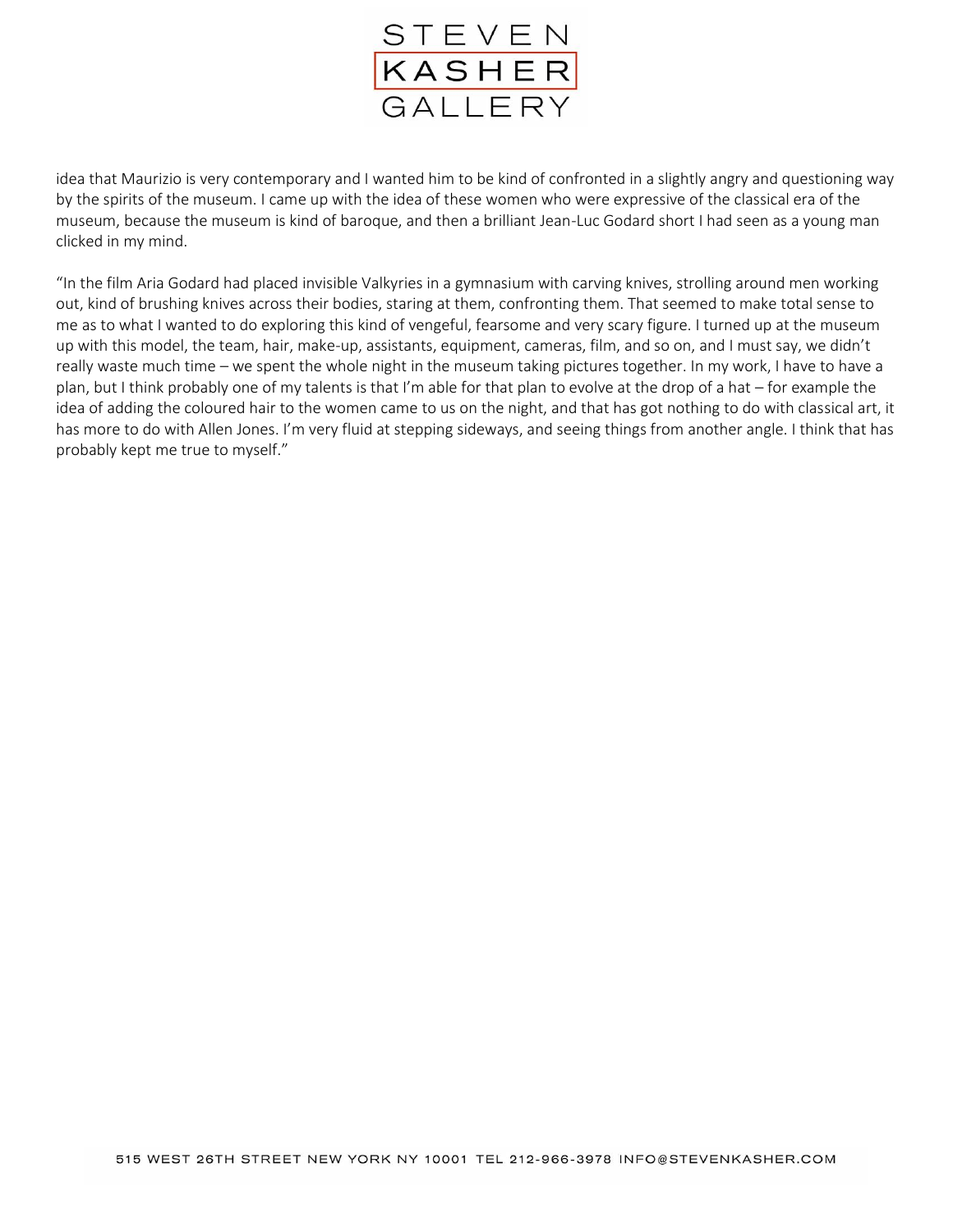idea that Maurizio is very contemporary and I wanted him to be kind of confronted in a slightly angry and questioning way by the spirits of the museum. I came up with the idea of these women who were expressive of the classical era of the museum, because the museum is kind of baroque, and then a brilliant Jean-Luc Godard short I had seen as a young man clicked in my mind.

"In the film Aria Godard had placed invisible Valkyries in a gymnasium with carving knives, strolling around men working out, kind of brushing knives across their bodies, staring at them, confronting them. That seemed to make total sense to me as to what I wanted to do exploring this kind of vengeful, fearsome and very scary figure. I turned up at the museum up with this model, the team, hair, make-up, assistants, equipment, cameras, film, and so on, and I must say, we didn't really waste much time – we spent the whole night in the museum taking pictures together. In my work, I have to have a plan, but I think probably one of my talents is that I'm able for that plan to evolve at the drop of a hat – for example the idea of adding the coloured hair to the women came to us on the night, and that has got nothing to do with classical art, it has more to do with Allen Jones. I'm very fluid at stepping sideways, and seeing things from another angle. I think that has probably kept me true to myself."